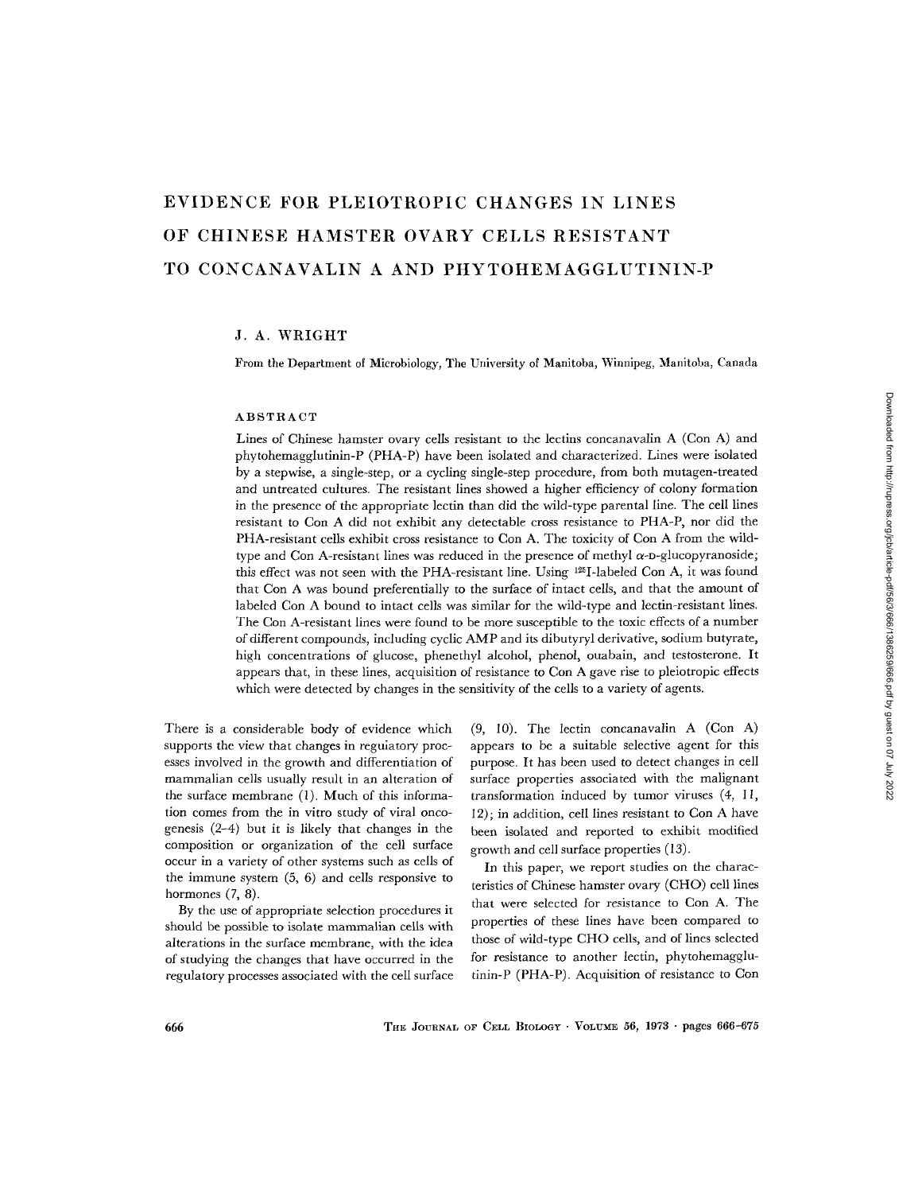# EVIDENCE FOR PLEIOTROPIC CHANGES IN LINES OF CHINESE HAMSTER OVARY CELLS RESISTANT TO CONCANAVALIN A AND PHYTOHEMAGGLUTININ-P

J. A. WRIGHT

From the Department of Microbiology, The University of Manitoba, Winnipeg, Manitoba, Canada

## ABSTRACT

Lines of Chinese hamster ovary cells resistant to the lectins concanavalin A (Con A) and phytohemagglutinin-P (PHA-P) have been isolated and characterized. Lines were isolated by a stepwise, a single-step, or a cycling single-step procedure, from both mutagen-treated and untreated cultures. The resistant lines showed a higher efficiency of colony formation in the presence of the appropriate lectin than did the wild-type parental line. The cell lines resistant to Con A did not exhibit any detectable cross resistance to PHA-P, nor did the PHA-resistant cells exhibit cross resistance to Con A. The toxicity of Con A from the wild-type and Con A-resistant lines was reduced in the presence of methyl α-D-glucopyranoside; this effect was not seen with the PHA-resistant line. Using $^{125}$I-labeled Con A, it was found that Con A was bound preferentially to the surface of intact cells, and that the amount of labeled Con A bound to intact cells was similar for the wild-type and lectin-resistant lines. The Con A-resistant lines were found to be more susceptible to the toxic effects of a number of different compounds, including cyclic AMP and its dibutyryl derivative, sodium butyrate, high concentrations of glucose, phenethyl alcohol, phenol, ouabain, and testosterone. It appears that, in these lines, acquisition of resistance to Con A gave rise to pleiotropic effects which were detected by changes in the sensitivity of the cells to a variety of agents.

There is a considerable body of evidence which supports the view that changes in regulatory processes involved in the growth and differentiation of mammalian cells usually result in an alteration of the surface membrane (1). Much of this information comes from the in vitro study of viral oncogenesis (2–4) but it is likely that changes in the composition or organization of the cell surface occur in a variety of other systems such as cells of the immune system (5, 6) and cells responsive to hormones (7, 8).

By the use of appropriate selection procedures it should be possible to isolate mammalian cells with alterations in the surface membrane, with the idea of studying the changes that have occurred in the regulatory processes associated with the cell surface (9, 10). The lectin concanavalin A (Con A) appears to be a suitable selective agent for this purpose. It has been used to detect changes in cell surface properties associated with the malignant transformation induced by tumor viruses (4, 11, 12); in addition, cell lines resistant to Con A have been isolated and reported to exhibit modified growth and cell surface properties (13).

In this paper, we report studies on the characteristics of Chinese hamster ovary (CHO) cell lines that were selected for resistance to Con A. The properties of these lines have been compared to those of wild-type CHO cells, and of lines selected for resistance to another lectin, phytohemagglutinin-P (PHA-P). Acquisition of resistance to Con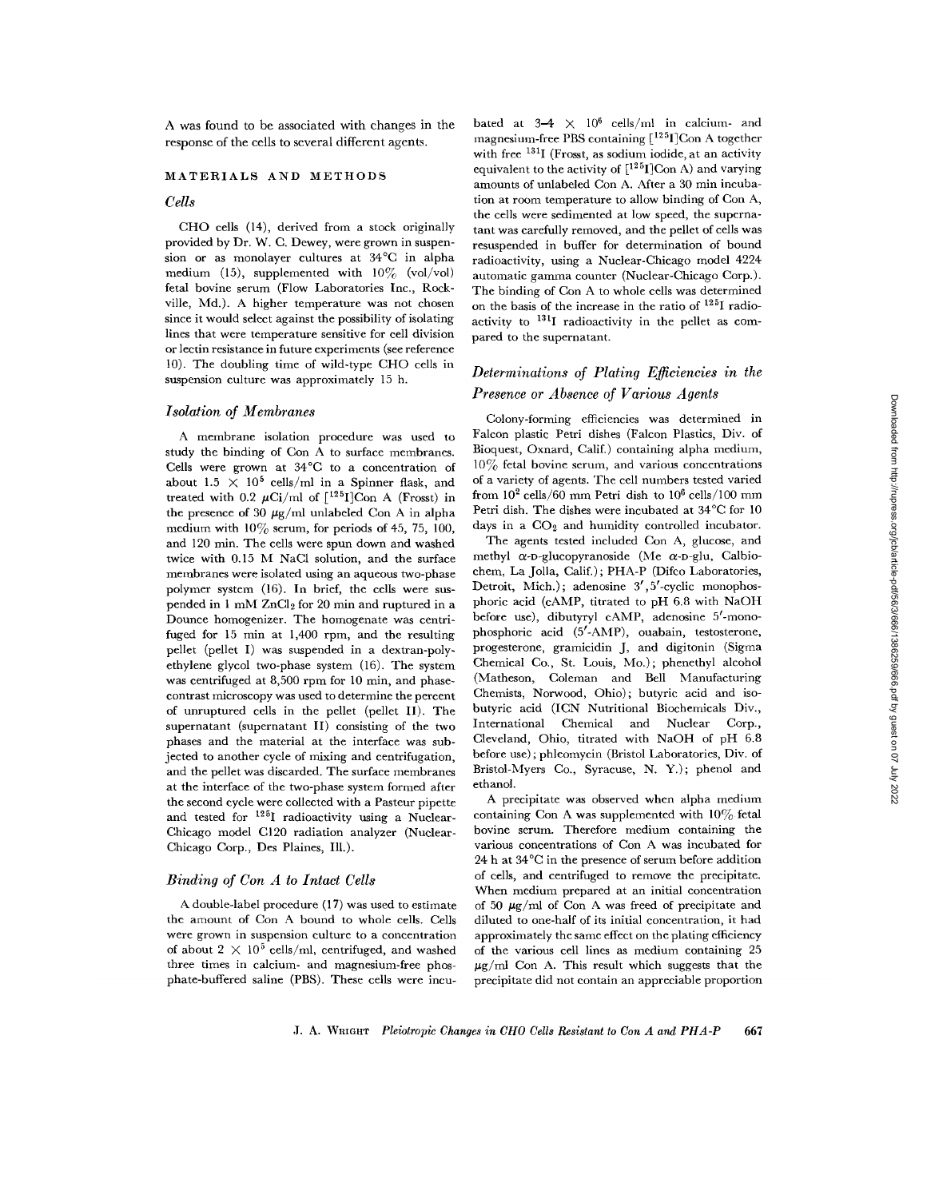A was found to be associated with changes in the response of the cells to several different agents.

## MATERIALS AND METHODS

### Cells

CHO cells (14), derived from a stock originally provided by Dr. W. C. Dewey, were grown in suspension or as monolayer cultures at 34°C in alpha medium (15), supplemented with 10% (vol/vol) fetal bovine serum (Flow Laboratories Inc., Rockville, Md.). A higher temperature was not chosen since it would select against the possibility of isolating lines that were temperature sensitive for cell division or lectin resistance in future experiments (see reference 10). The doubling time of wild-type CHO cells in suspension culture was approximately 15 h.

### Isolation of Membranes

A membrane isolation procedure was used to study the binding of Con A to surface membranes. Cells were grown at 34°C to a concentration of about $1.5 \times 10^5$ cells/ml in a Spinner flask, and treated with 0.2 $\mu$Ci/ml of [$^{125}$I]Con A (Frosst) in the presence of 30 $\mu$g/ml unlabeled Con A in alpha medium with 10% serum, for periods of 45, 75, 100, and 120 min. The cells were spun down and washed twice with 0.15 M NaCl solution, and the surface membranes were isolated using an aqueous two-phase polymer system (16). In brief, the cells were suspended in 1 mM $ZnCl_2$ for 20 min and ruptured in a Dounce homogenizer. The homogenate was centrifuged for 15 min at 1,400 rpm, and the resulting pellet (pellet I) was suspended in a dextran-polyethylene glycol two-phase system (16). The system was centrifuged at 8,500 rpm for 10 min, and phase-contrast microscopy was used to determine the percent of unruptured cells in the pellet (pellet II). The supernatant (supernatant II) consisting of the two phases and the material at the interface was subjected to another cycle of mixing and centrifugation, and the pellet was discarded. The surface membranes at the interface of the two-phase system formed after the second cycle were collected with a Pasteur pipette and tested for $^{125}$I radioactivity using a Nuclear-Chicago model C120 radiation analyzer (Nuclear-Chicago Corp., Des Plaines, Ill.).

### Binding of Con A to Intact Cells

A double-label procedure (17) was used to estimate the amount of Con A bound to whole cells. Cells were grown in suspension culture to a concentration of about $2 \times 10^5$ cells/ml, centrifuged, and washed three times in calcium- and magnesium-free phosphate-buffered saline (PBS). These cells were incubated at $3\text{–}4 \times 10^6$ cells/ml in calcium- and magnesium-free PBS containing [$^{125}$I]Con A together with free $^{131}$I (Frosst, as sodium iodide, at an activity equivalent to the activity of [$^{125}$I]Con A) and varying amounts of unlabeled Con A. After a 30 min incubation at room temperature to allow binding of Con A, the cells were sedimented at low speed, the supernatant was carefully removed, and the pellet of cells was resuspended in buffer for determination of bound radioactivity, using a Nuclear-Chicago model 4224 automatic gamma counter (Nuclear-Chicago Corp.). The binding of Con A to whole cells was determined on the basis of the increase in the ratio of $^{125}$I radioactivity to $^{131}$I radioactivity in the pellet as compared to the supernatant.

### Determinations of Plating Efficiencies in the Presence or Absence of Various Agents

Colony-forming efficiencies was determined in Falcon plastic Petri dishes (Falcon Plastics, Div. of Bioquest, Oxnard, Calif.) containing alpha medium, 10% fetal bovine serum, and various concentrations of a variety of agents. The cell numbers tested varied from $10^2$ cells/60 mm Petri dish to $10^6$ cells/100 mm Petri dish. The dishes were incubated at 34°C for 10 days in a $CO_2$ and humidity controlled incubator.

The agents tested included Con A, glucose, and methyl α-D-glucopyranoside (Me α-D-glu, Calbiochem, La Jolla, Calif.); PHA-P (Difco Laboratories, Detroit, Mich.); adenosine 3′,5′-cyclic monophosphoric acid (cAMP, titrated to pH 6.8 with NaOH before use), dibutyryl cAMP, adenosine 5′-monophosphoric acid (5′-AMP), ouabain, testosterone, progesterone, gramicidin J, and digitonin (Sigma Chemical Co., St. Louis, Mo.); phenethyl alcohol (Matheson, Coleman and Bell Manufacturing Chemists, Norwood, Ohio); butyric acid and isobutyric acid (ICN Nutritional Biochemicals Div., International Chemical and Nuclear Corp., Cleveland, Ohio, titrated with NaOH of pH 6.8 before use); phleomycin (Bristol Laboratories, Div. of Bristol-Myers Co., Syracuse, N. Y.); phenol and ethanol.

A precipitate was observed when alpha medium containing Con A was supplemented with 10% fetal bovine serum. Therefore medium containing the various concentrations of Con A was incubated for 24 h at 34°C in the presence of serum before addition of cells, and centrifuged to remove the precipitate. When medium prepared at an initial concentration of 50 $\mu$g/ml of Con A was freed of precipitate and diluted to one-half of its initial concentration, it had approximately the same effect on the plating efficiency of the various cell lines as medium containing 25 $\mu$g/ml Con A. This result which suggests that the precipitate did not contain an appreciable proportion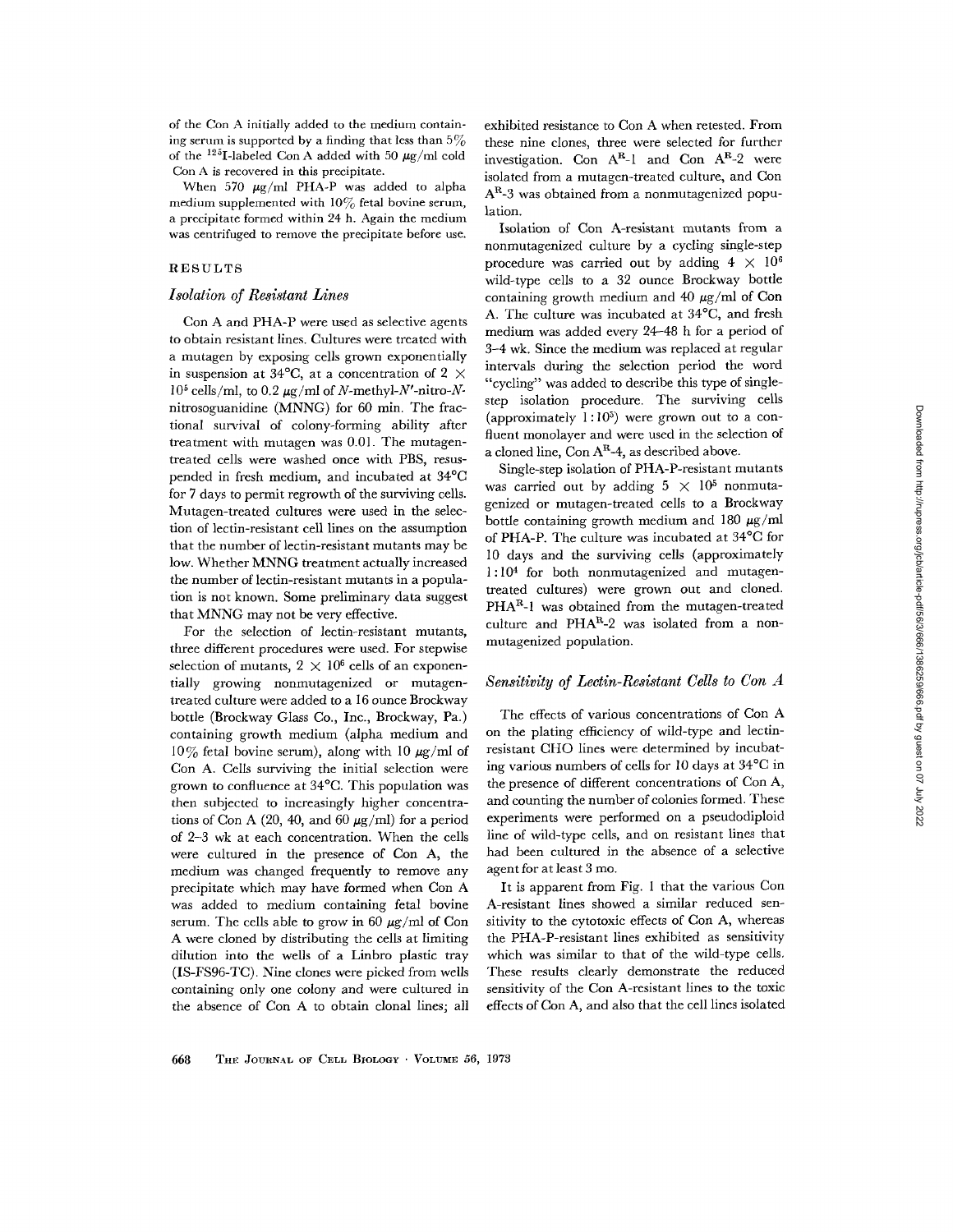of the Con A initially added to the medium containing serum is supported by a finding that less than 5% of the $^{125}$I-labeled Con A added with 50 μg/ml cold Con A is recovered in this precipitate.

When 570 μg/ml PHA-P was added to alpha medium supplemented with 10% fetal bovine serum, a precipitate formed within 24 h. Again the medium was centrifuged to remove the precipitate before use.

## RESULTS

### *Isolation of Resistant Lines*

Con A and PHA-P were used as selective agents to obtain resistant lines. Cultures were treated with a mutagen by exposing cells grown exponentially in suspension at 34°C, at a concentration of $2 \times 10^5$ cells/ml, to 0.2 μg/ml of *N*-methyl-*N'*-nitro-*N*-nitrosoguanidine (MNNG) for 60 min. The fractional survival of colony-forming ability after treatment with mutagen was 0.01. The mutagen-treated cells were washed once with PBS, resuspended in fresh medium, and incubated at 34°C for 7 days to permit regrowth of the surviving cells. Mutagen-treated cultures were used in the selection of lectin-resistant cell lines on the assumption that the number of lectin-resistant mutants may be low. Whether MNNG treatment actually increased the number of lectin-resistant mutants in a population is not known. Some preliminary data suggest that MNNG may not be very effective.

For the selection of lectin-resistant mutants, three different procedures were used. For stepwise selection of mutants, $2 \times 10^6$ cells of an exponentially growing nonmutagenized or mutagen-treated culture were added to a 16 ounce Brockway bottle (Brockway Glass Co., Inc., Brockway, Pa.) containing growth medium (alpha medium and 10% fetal bovine serum), along with 10 μg/ml of Con A. Cells surviving the initial selection were grown to confluence at 34°C. This population was then subjected to increasingly higher concentrations of Con A (20, 40, and 60 μg/ml) for a period of 2–3 wk at each concentration. When the cells were cultured in the presence of Con A, the medium was changed frequently to remove any precipitate which may have formed when Con A was added to medium containing fetal bovine serum. The cells able to grow in 60 μg/ml of Con A were cloned by distributing the cells at limiting dilution into the wells of a Linbro plastic tray (IS-FS96-TC). Nine clones were picked from wells containing only one colony and were cultured in the absence of Con A to obtain clonal lines; all exhibited resistance to Con A when retested. From these nine clones, three were selected for further investigation. Con A$^R$-1 and Con A$^R$-2 were isolated from a mutagen-treated culture, and Con A$^R$-3 was obtained from a nonmutagenized population.

Isolation of Con A-resistant mutants from a nonmutagenized culture by a cycling single-step procedure was carried out by adding $4 \times 10^6$ wild-type cells to a 32 ounce Brockway bottle containing growth medium and 40 μg/ml of Con A. The culture was incubated at 34°C, and fresh medium was added every 24–48 h for a period of 3–4 wk. Since the medium was replaced at regular intervals during the selection period the word "cycling" was added to describe this type of single-step isolation procedure. The surviving cells (approximately $1:10^5$) were grown out to a confluent monolayer and were used in the selection of a cloned line, Con A$^R$-4, as described above.

Single-step isolation of PHA-P-resistant mutants was carried out by adding $5 \times 10^5$ nonmutagenized or mutagen-treated cells to a Brockway bottle containing growth medium and 180 μg/ml of PHA-P. The culture was incubated at 34°C for 10 days and the surviving cells (approximately $1:10^4$ for both nonmutagenized and mutagen-treated cultures) were grown out and cloned. PHA$^R$-1 was obtained from the mutagen-treated culture and PHA$^R$-2 was isolated from a nonmutagenized population.

### *Sensitivity of Lectin-Resistant Cells to Con A*

The effects of various concentrations of Con A on the plating efficiency of wild-type and lectin-resistant CHO lines were determined by incubating various numbers of cells for 10 days at 34°C in the presence of different concentrations of Con A, and counting the number of colonies formed. These experiments were performed on a pseudodiploid line of wild-type cells, and on resistant lines that had been cultured in the absence of a selective agent for at least 3 mo.

It is apparent from Fig. 1 that the various Con A-resistant lines showed a similar reduced sensitivity to the cytotoxic effects of Con A, whereas the PHA-P-resistant lines exhibited as sensitivity which was similar to that of the wild-type cells. These results clearly demonstrate the reduced sensitivity of the Con A-resistant lines to the toxic effects of Con A, and also that the cell lines isolated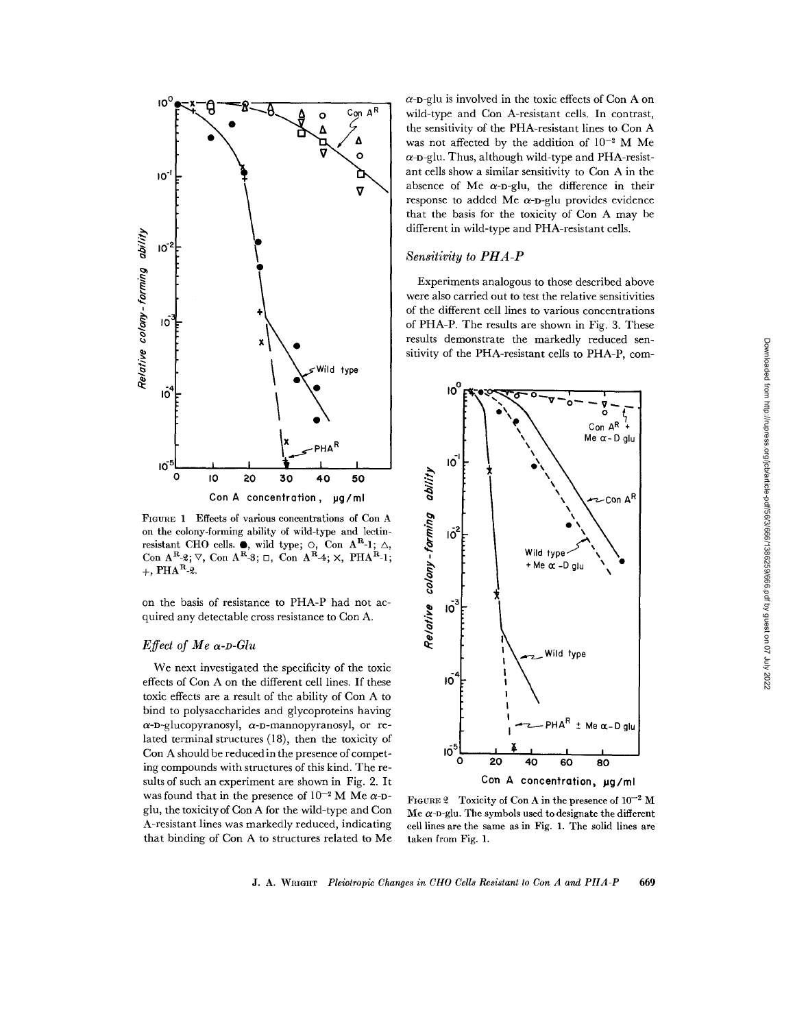FIGURE 1 Effects of various concentrations of Con A on the colony-forming ability of wild-type and lectin-resistant CHO cells. ●, wild type; ○, Con A$^R$-1; △, Con A$^R$-2; ▽, Con A$^R$-3; □, Con A$^R$-4; ×, PHA$^R$-1; +, PHA$^R$-2.

on the basis of resistance to PHA-P had not acquired any detectable cross resistance to Con A.

## *Effect of Me α-D-Glu*

We next investigated the specificity of the toxic effects of Con A on the different cell lines. If these toxic effects are a result of the ability of Con A to bind to polysaccharides and glycoproteins having α-D-glucopyranosyl, α-D-mannopyranosyl, or related terminal structures (18), then the toxicity of Con A should be reduced in the presence of competing compounds with structures of this kind. The results of such an experiment are shown in Fig. 2. It was found that in the presence of $10^{-2}$ M Me α-D-glu, the toxicity of Con A for the wild-type and Con A-resistant lines was markedly reduced, indicating that binding of Con A to structures related to Me α-D-glu is involved in the toxic effects of Con A on wild-type and Con A-resistant cells. In contrast, the sensitivity of the PHA-resistant lines to Con A was not affected by the addition of $10^{-2}$ M Me α-D-glu. Thus, although wild-type and PHA-resistant cells show a similar sensitivity to Con A in the absence of Me α-D-glu, the difference in their response to added Me α-D-glu provides evidence that the basis for the toxicity of Con A may be different in wild-type and PHA-resistant cells.

## *Sensitivity to PHA-P*

Experiments analogous to those described above were also carried out to test the relative sensitivities of the different cell lines to various concentrations of PHA-P. The results are shown in Fig. 3. These results demonstrate the markedly reduced sensitivity of the PHA-resistant cells to PHA-P, com-

FIGURE 2 Toxicity of Con A in the presence of $10^{-2}$ M Me α-D-glu. The symbols used to designate the different cell lines are the same as in Fig. 1. The solid lines are taken from Fig. 1.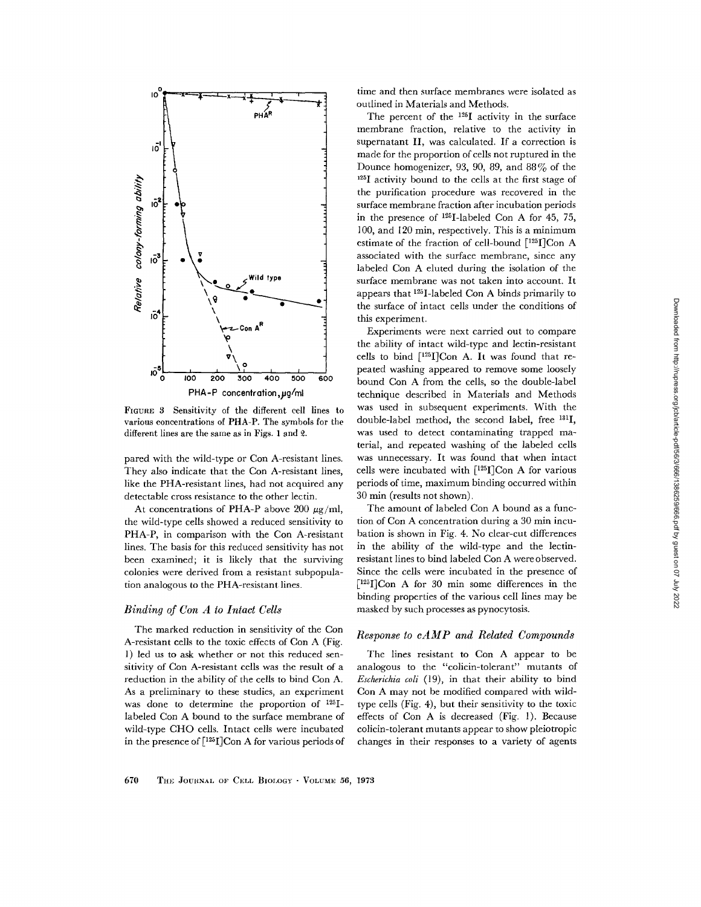FIGURE 3 Sensitivity of the different cell lines to various concentrations of PHA-P. The symbols for the different lines are the same as in Figs. 1 and 2.

pared with the wild-type or Con A-resistant lines. They also indicate that the Con A-resistant lines, like the PHA-resistant lines, had not acquired any detectable cross resistance to the other lectin.

At concentrations of PHA-P above 200 μg/ml, the wild-type cells showed a reduced sensitivity to PHA-P, in comparison with the Con A-resistant lines. The basis for this reduced sensitivity has not been examined; it is likely that the surviving colonies were derived from a resistant subpopulation analogous to the PHA-resistant lines.

### *Binding of Con A to Intact Cells*

The marked reduction in sensitivity of the Con A-resistant cells to the toxic effects of Con A (Fig. 1) led us to ask whether or not this reduced sensitivity of Con A-resistant cells was the result of a reduction in the ability of the cells to bind Con A. As a preliminary to these studies, an experiment was done to determine the proportion of $^{125}$I-labeled Con A bound to the surface membrane of wild-type CHO cells. Intact cells were incubated in the presence of [$^{125}$I]Con A for various periods of time and then surface membranes were isolated as outlined in Materials and Methods.

The percent of the $^{125}$I activity in the surface membrane fraction, relative to the activity in supernatant II, was calculated. If a correction is made for the proportion of cells not ruptured in the Dounce homogenizer, 93, 90, 89, and 88% of the $^{125}$I activity bound to the cells at the first stage of the purification procedure was recovered in the surface membrane fraction after incubation periods in the presence of $^{125}$I-labeled Con A for 45, 75, 100, and 120 min, respectively. This is a minimum estimate of the fraction of cell-bound [$^{125}$I]Con A associated with the surface membrane, since any labeled Con A eluted during the isolation of the surface membrane was not taken into account. It appears that $^{125}$I-labeled Con A binds primarily to the surface of intact cells under the conditions of this experiment.

Experiments were next carried out to compare the ability of intact wild-type and lectin-resistant cells to bind [$^{125}$I]Con A. It was found that repeated washing appeared to remove some loosely bound Con A from the cells, so the double-label technique described in Materials and Methods was used in subsequent experiments. With the double-label method, the second label, free $^{131}$I, was used to detect contaminating trapped material, and repeated washing of the labeled cells was unnecessary. It was found that when intact cells were incubated with [$^{125}$I]Con A for various periods of time, maximum binding occurred within 30 min (results not shown).

The amount of labeled Con A bound as a function of Con A concentration during a 30 min incubation is shown in Fig. 4. No clear-cut differences in the ability of the wild-type and the lectin-resistant lines to bind labeled Con A were observed. Since the cells were incubated in the presence of [$^{125}$I]Con A for 30 min some differences in the binding properties of the various cell lines may be masked by such processes as pynocytosis.

### *Response to cAMP and Related Compounds*

The lines resistant to Con A appear to be analogous to the "colicin-tolerant" mutants of *Escherichia coli* (19), in that their ability to bind Con A may not be modified compared with wild-type cells (Fig. 4), but their sensitivity to the toxic effects of Con A is decreased (Fig. 1). Because colicin-tolerant mutants appear to show pleiotropic changes in their responses to a variety of agents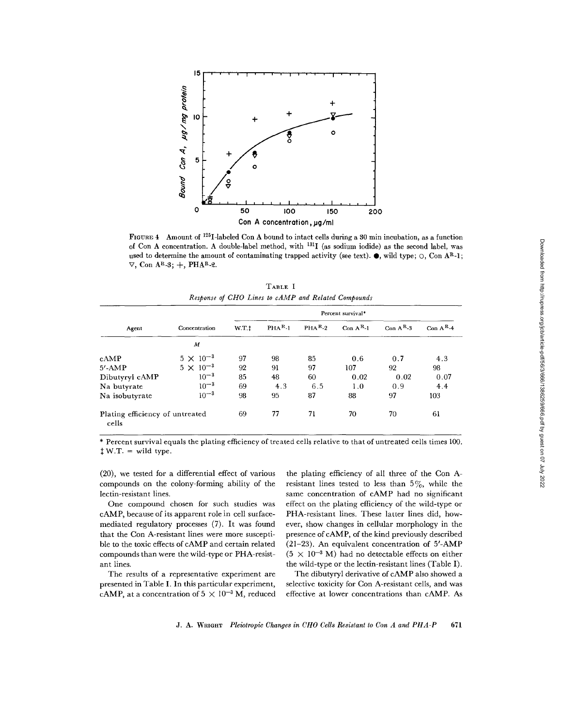FIGURE 4 Amount of $^{125}$I-labeled Con A bound to intact cells during a 30 min incubation, as a function of Con A concentration. A double-label method, with $^{131}$I (as sodium iodide) as the second label, was used to determine the amount of contaminating trapped activity (see text). ●, wild type; ○, Con A$^{R}$-1; ▽, Con A$^{R}$-3; +, PHA$^{R}$-2.

TABLE I

*Response of CHO Lines to cAMP and Related Compounds*

| Agent | Concentration | Percent survival* | | | | | |
|---|---|---|---|---|---|---|---|
| | | W.T.‡ | PHA$^{R}$-1 | PHA$^{R}$-2 | Con A$^{R}$-1 | Con A$^{R}$-3 | Con A$^{R}$-4 |
| | *M* | | | | | | |
| cAMP | $5 \times 10^{-3}$ | 97 | 98 | 85 | 0.6 | 0.7 | 4.3 |
| 5'-AMP | $5 \times 10^{-3}$ | 92 | 91 | 97 | 107 | 92 | 98 |
| Dibutyryl cAMP | $10^{-3}$ | 85 | 48 | 60 | 0.02 | 0.02 | 0.07 |
| Na butyrate | $10^{-3}$ | 69 | 4.3 | 6.5 | 1.0 | 0.9 | 4.4 |
| Na isobutyrate | $10^{-3}$ | 98 | 95 | 87 | 88 | 97 | 103 |
| Plating efficiency of untreated cells | | 69 | 77 | 71 | 70 | 70 | 61 |

\* Percent survival equals the plating efficiency of treated cells relative to that of untreated cells times 100.
‡ W.T. = wild type.

(20), we tested for a differential effect of various compounds on the colony-forming ability of the lectin-resistant lines.

One compound chosen for such studies was cAMP, because of its apparent role in cell surface-mediated regulatory processes (7). It was found that the Con A-resistant lines were more susceptible to the toxic effects of cAMP and certain related compounds than were the wild-type or PHA-resistant lines.

The results of a representative experiment are presented in Table I. In this particular experiment, cAMP, at a concentration of $5 \times 10^{-3}$ M, reduced the plating efficiency of all three of the Con A-resistant lines tested to less than 5%, while the same concentration of cAMP had no significant effect on the plating efficiency of the wild-type or PHA-resistant lines. These latter lines did, however, show changes in cellular morphology in the presence of cAMP, of the kind previously described (21–23). An equivalent concentration of 5'-AMP ($5 \times 10^{-3}$ M) had no detectable effects on either the wild-type or the lectin-resistant lines (Table I).

The dibutyryl derivative of cAMP also showed a selective toxicity for Con A-resistant cells, and was effective at lower concentrations than cAMP. As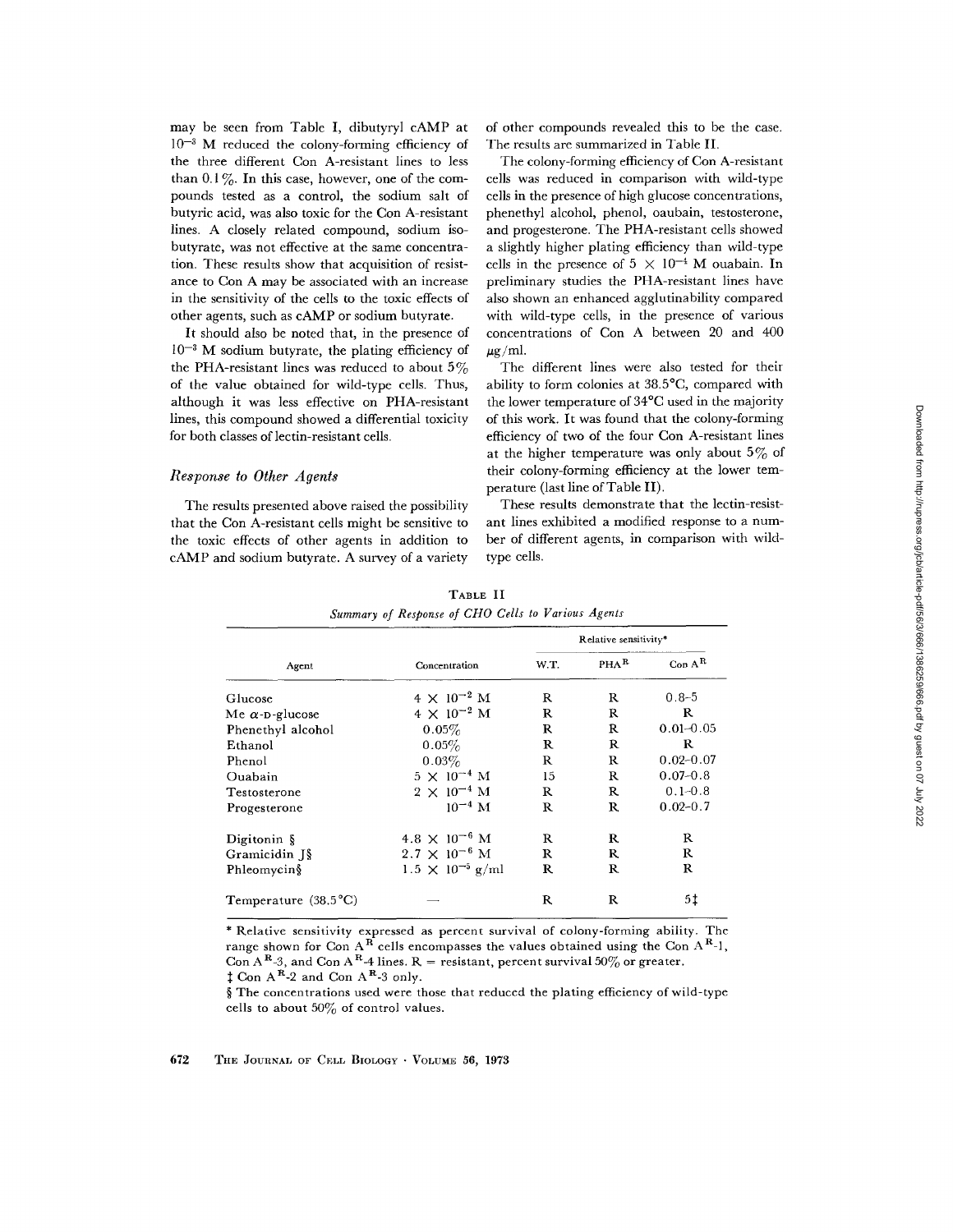may be seen from Table I, dibutyryl cAMP at $10^{-3}$ M reduced the colony-forming efficiency of the three different Con A-resistant lines to less than 0.1%. In this case, however, one of the compounds tested as a control, the sodium salt of butyric acid, was also toxic for the Con A-resistant lines. A closely related compound, sodium isobutyrate, was not effective at the same concentration. These results show that acquisition of resistance to Con A may be associated with an increase in the sensitivity of the cells to the toxic effects of other agents, such as cAMP or sodium butyrate.

It should also be noted that, in the presence of $10^{-3}$ M sodium butyrate, the plating efficiency of the PHA-resistant lines was reduced to about 5% of the value obtained for wild-type cells. Thus, although it was less effective on PHA-resistant lines, this compound showed a differential toxicity for both classes of lectin-resistant cells.

### *Response to Other Agents*

The results presented above raised the possibility that the Con A-resistant cells might be sensitive to the toxic effects of other agents in addition to cAMP and sodium butyrate. A survey of a variety of other compounds revealed this to be the case. The results are summarized in Table II.

The colony-forming efficiency of Con A-resistant cells was reduced in comparison with wild-type cells in the presence of high glucose concentrations, phenethyl alcohol, phenol, oaubain, testosterone, and progesterone. The PHA-resistant cells showed a slightly higher plating efficiency than wild-type cells in the presence of $5 \times 10^{-4}$ M ouabain. In preliminary studies the PHA-resistant lines have also shown an enhanced agglutinability compared with wild-type cells, in the presence of various concentrations of Con A between 20 and 400 μg/ml.

The different lines were also tested for their ability to form colonies at 38.5°C, compared with the lower temperature of 34°C used in the majority of this work. It was found that the colony-forming efficiency of two of the four Con A-resistant lines at the higher temperature was only about 5% of their colony-forming efficiency at the lower temperature (last line of Table II).

These results demonstrate that the lectin-resistant lines exhibited a modified response to a number of different agents, in comparison with wild-type cells.

TABLE II
*Summary of Response of CHO Cells to Various Agents*

| Agent | Concentration | Relative sensitivity* | | |
|---|---|---|---|---|
| | | W.T. | $PHA^R$ | Con $A^R$ |
| Glucose | $4 \times 10^{-2}$ M | R | R | 0.8–5 |
| Me α-D-glucose | $4 \times 10^{-2}$ M | R | R | R |
| Phenethyl alcohol | 0.05% | R | R | 0.01–0.05 |
| Ethanol | 0.05% | R | R | R |
| Phenol | 0.03% | R | R | 0.02–0.07 |
| Ouabain | $5 \times 10^{-4}$ M | 15 | R | 0.07–0.8 |
| Testosterone | $2 \times 10^{-4}$ M | R | R | 0.1–0.8 |
| Progesterone | $10^{-4}$ M | R | R | 0.02–0.7 |
| Digitonin § | $4.8 \times 10^{-6}$ M | R | R | R |
| Gramicidin J§ | $2.7 \times 10^{-6}$ M | R | R | R |
| Phleomycin§ | $1.5 \times 10^{-5}$ g/ml | R | R | R |
| Temperature (38.5°C) | — | R | R | 5‡ |

\* Relative sensitivity expressed as percent survival of colony-forming ability. The range shown for Con $A^R$ cells encompasses the values obtained using the Con $A^R$-1, Con $A^R$-3, and Con $A^R$-4 lines. R = resistant, percent survival 50% or greater.

‡ Con $A^R$-2 and Con $A^R$-3 only.

§ The concentrations used were those that reduced the plating efficiency of wild-type cells to about 50% of control values.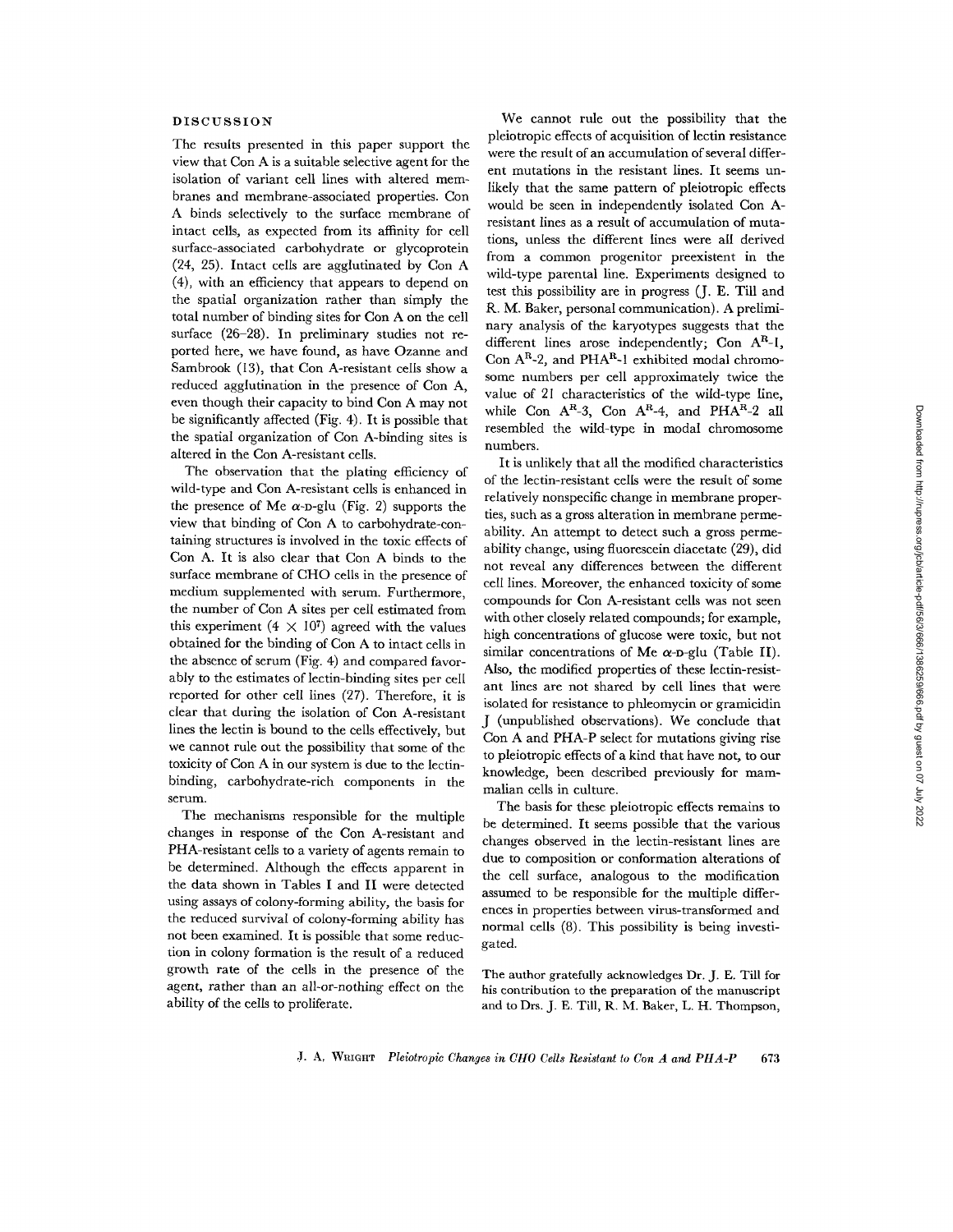## DISCUSSION

The results presented in this paper support the view that Con A is a suitable selective agent for the isolation of variant cell lines with altered membranes and membrane-associated properties. Con A binds selectively to the surface membrane of intact cells, as expected from its affinity for cell surface-associated carbohydrate or glycoprotein (24, 25). Intact cells are agglutinated by Con A (4), with an efficiency that appears to depend on the spatial organization rather than simply the total number of binding sites for Con A on the cell surface (26–28). In preliminary studies not reported here, we have found, as have Ozanne and Sambrook (13), that Con A-resistant cells show a reduced agglutination in the presence of Con A, even though their capacity to bind Con A may not be significantly affected (Fig. 4). It is possible that the spatial organization of Con A-binding sites is altered in the Con A-resistant cells.

The observation that the plating efficiency of wild-type and Con A-resistant cells is enhanced in the presence of Me α-D-glu (Fig. 2) supports the view that binding of Con A to carbohydrate-containing structures is involved in the toxic effects of Con A. It is also clear that Con A binds to the surface membrane of CHO cells in the presence of medium supplemented with serum. Furthermore, the number of Con A sites per cell estimated from this experiment ($4 \times 10^7$) agreed with the values obtained for the binding of Con A to intact cells in the absence of serum (Fig. 4) and compared favorably to the estimates of lectin-binding sites per cell reported for other cell lines (27). Therefore, it is clear that during the isolation of Con A-resistant lines the lectin is bound to the cells effectively, but we cannot rule out the possibility that some of the toxicity of Con A in our system is due to the lectin-binding, carbohydrate-rich components in the serum.

The mechanisms responsible for the multiple changes in response of the Con A-resistant and PHA-resistant cells to a variety of agents remain to be determined. Although the effects apparent in the data shown in Tables I and II were detected using assays of colony-forming ability, the basis for the reduced survival of colony-forming ability has not been examined. It is possible that some reduction in colony formation is the result of a reduced growth rate of the cells in the presence of the agent, rather than an all-or-nothing effect on the ability of the cells to proliferate.

We cannot rule out the possibility that the pleiotropic effects of acquisition of lectin resistance were the result of an accumulation of several different mutations in the resistant lines. It seems unlikely that the same pattern of pleiotropic effects would be seen in independently isolated Con A-resistant lines as a result of accumulation of mutations, unless the different lines were all derived from a common progenitor preexistent in the wild-type parental line. Experiments designed to test this possibility are in progress (J. E. Till and R. M. Baker, personal communication). A preliminary analysis of the karyotypes suggests that the different lines arose independently; Con $A^R$-1, Con $A^R$-2, and $PHA^R$-1 exhibited modal chromosome numbers per cell approximately twice the value of 21 characteristics of the wild-type line, while Con $A^R$-3, Con $A^R$-4, and $PHA^R$-2 all resembled the wild-type in modal chromosome numbers.

It is unlikely that all the modified characteristics of the lectin-resistant cells were the result of some relatively nonspecific change in membrane properties, such as a gross alteration in membrane permeability. An attempt to detect such a gross permeability change, using fluorescein diacetate (29), did not reveal any differences between the different cell lines. Moreover, the enhanced toxicity of some compounds for Con A-resistant cells was not seen with other closely related compounds; for example, high concentrations of glucose were toxic, but not similar concentrations of Me α-D-glu (Table II). Also, the modified properties of these lectin-resistant lines are not shared by cell lines that were isolated for resistance to phleomycin or gramicidin J (unpublished observations). We conclude that Con A and PHA-P select for mutations giving rise to pleiotropic effects of a kind that have not, to our knowledge, been described previously for mammalian cells in culture.

The basis for these pleiotropic effects remains to be determined. It seems possible that the various changes observed in the lectin-resistant lines are due to composition or conformation alterations of the cell surface, analogous to the modification assumed to be responsible for the multiple differences in properties between virus-transformed and normal cells (8). This possibility is being investigated.

The author gratefully acknowledges Dr. J. E. Till for his contribution to the preparation of the manuscript and to Drs. J. E. Till, R. M. Baker, L. H. Thompson,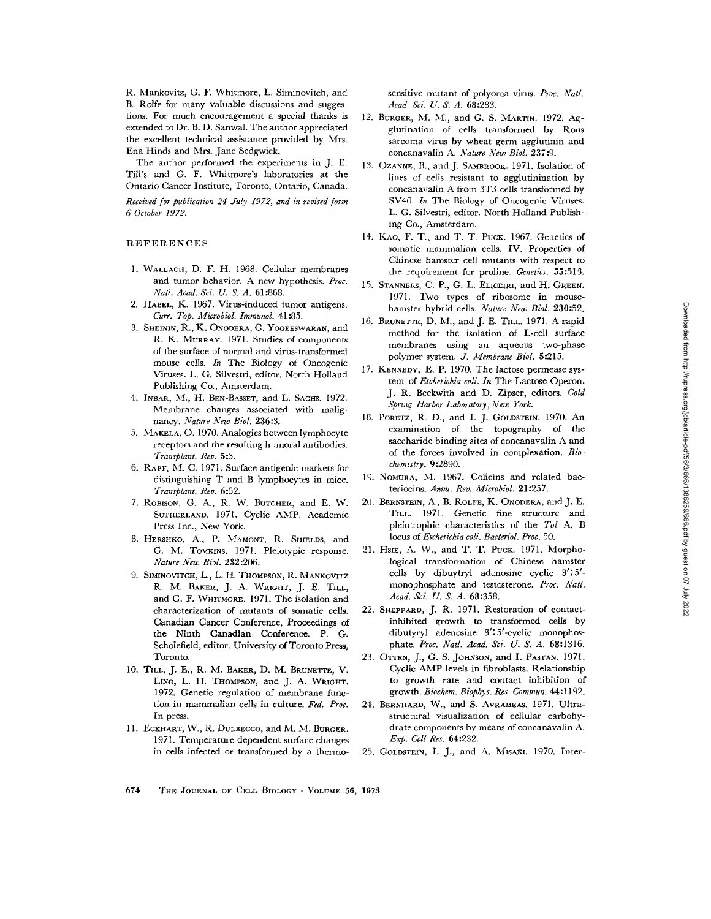R. Mankovitz, G. F. Whitmore, L. Siminovitch, and B. Rolfe for many valuable discussions and suggestions. For much encouragement a special thanks is extended to Dr. B. D. Sanwal. The author appreciated the excellent technical assistance provided by Mrs. Ena Hinds and Mrs. Jane Sedgwick.

The author performed the experiments in J. E. Till's and G. F. Whitmore's laboratories at the Ontario Cancer Institute, Toronto, Ontario, Canada.

*Received for publication 24 July 1972, and in revised form 6 October 1972.*

## REFERENCES

1. Wallach, D. F. H. 1968. Cellular membranes and tumor behavior. A new hypothesis. *Proc. Natl. Acad. Sci. U. S. A.* 61:868.
2. Habel, K. 1967. Virus-induced tumor antigens. *Curr. Top. Microbiol. Immunol.* 41:85.
3. Sheinin, R., K. Onodera, G. Yogeeswaran, and R. K. Murray. 1971. Studies of components of the surface of normal and virus-transformed mouse cells. *In* The Biology of Oncogenic Viruses. L. G. Silvestri, editor. North Holland Publishing Co., Amsterdam.
4. Inbar, M., H. Ben-Basset, and L. Sachs. 1972. Membrane changes associated with malignancy. *Nature New Biol.* 236:3.
5. Makela, O. 1970. Analogies between lymphocyte receptors and the resulting humoral antibodies. *Transplant. Rev.* 5:3.
6. Raff, M. C. 1971. Surface antigenic markers for distinguishing T and B lymphocytes in mice. *Transplant. Rev.* 6:52.
7. Robison, G. A., R. W. Butcher, and E. W. Sutherland. 1971. Cyclic AMP. Academic Press Inc., New York.
8. Hershko, A., P. Mamont, R. Shields, and G. M. Tomkins. 1971. Pleiotypic response. *Nature New Biol.* 232:206.
9. Siminovitch, L., L. H. Thompson, R. Mankovitz, R. M. Baker, J. A. Wright, J. E. Till, and G. F. Whitmore. 1971. The isolation and characterization of mutants of somatic cells. Canadian Cancer Conference, Proceedings of the Ninth Canadian Conference. P. G. Scholefield, editor. University of Toronto Press, Toronto.
10. Till, J. E., R. M. Baker, D. M. Brunette, V. Ling, L. H. Thompson, and J. A. Wright. 1972. Genetic regulation of membrane function in mammalian cells in culture. *Fed. Proc.* In press.
11. Eckhart, W., R. Dulbecco, and M. M. Burger. 1971. Temperature dependent surface changes in cells infected or transformed by a thermosensitive mutant of polyoma virus. *Proc. Natl. Acad. Sci. U. S. A.* 68:283.
12. Burger, M. M., and G. S. Martin. 1972. Agglutination of cells transformed by Rous sarcoma virus by wheat germ agglutinin and concanavalin A. *Nature New Biol.* 237:9.
13. Ozanne, B., and J. Sambrook. 1971. Isolation of lines of cells resistant to agglutinination by concanavalin A from 3T3 cells transformed by SV40. *In* The Biology of Oncogenic Viruses. L. G. Silvestri, editor. North Holland Publishing Co., Amsterdam.
14. Kao, F. T., and T. T. Puck. 1967. Genetics of somatic mammalian cells. IV. Properties of Chinese hamster cell mutants with respect to the requirement for proline. *Genetics.* 55:513.
15. Stanners, C. P., G. L. Eliceiri, and H. Green. 1971. Two types of ribosome in mouse-hamster hybrid cells. *Nature New Biol.* 230:52.
16. Brunette, D. M., and J. E. Till. 1971. A rapid method for the isolation of L-cell surface membranes using an aqueous two-phase polymer system. *J. Membrane Biol.* 5:215.
17. Kennedy, E. P. 1970. The lactose permease system of *Escherichia coli*. *In* The Lactose Operon. J. R. Beckwith and D. Zipser, editors. *Cold Spring Harbor Laboratory, New York.*
18. Poretz, R. D., and I. J. Goldstein. 1970. An examination of the topography of the saccharide binding sites of concanavalin A and of the forces involved in complexation. *Biochemistry.* 9:2890.
19. Nomura, M. 1967. Colicins and related bacteriocins. *Annu. Rev. Microbiol.* 21:257.
20. Bernstein, A., B. Rolfe, K. Onodera, and J. E. Till. 1971. Genetic fine structure and pleiotrophic characteristics of the *Tol* A, B locus of *Escherichia coli*. *Bacteriol. Proc.* 50.
21. Hsie, A. W., and T. T. Puck. 1971. Morphological transformation of Chinese hamster cells by dibuytryl adenosine cyclic 3′:5′-monophosphate and testosterone. *Proc. Natl. Acad. Sci. U. S. A.* 68:358.
22. Sheppard, J. R. 1971. Restoration of contact-inhibited growth to transformed cells by dibutyryl adenosine 3′:5′-cyclic monophosphate. *Proc. Natl. Acad. Sci. U. S. A.* 68:1316.
23. Otten, J., G. S. Johnson, and I. Pastan. 1971. Cyclic AMP levels in fibroblasts. Relationship to growth rate and contact inhibition of growth. *Biochem. Biophys. Res. Commun.* 44:1192.
24. Bernhard, W., and S. Avrameas. 1971. Ultrastructural visualization of cellular carbohydrate components by means of concanavalin A. *Exp. Cell Res.* 64:232.
25. Goldstein, I. J., and A. Misaki. 1970. Inter-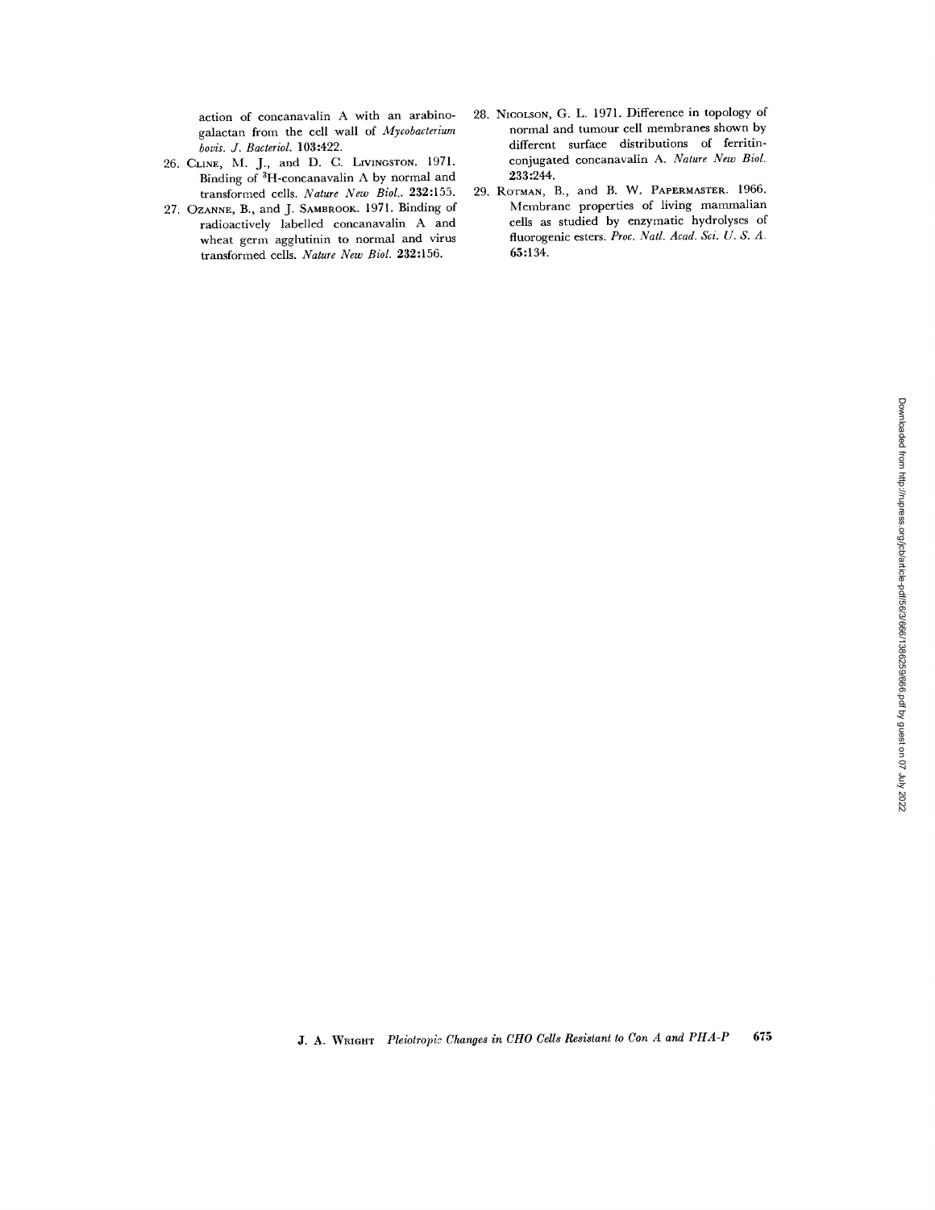action of concanavalin A with an arabinogalactan from the cell wall of *Mycobacterium bovis*. *J. Bacteriol.* **103**:422.

26. Cline, M. J., and D. C. Livingston. 1971. Binding of $^{3}$H-concanavalin A by normal and transformed cells. *Nature New Biol.* **232**:155.
27. Ozanne, B., and J. Sambrook. 1971. Binding of radioactively labelled concanavalin A and wheat germ agglutinin to normal and virus transformed cells. *Nature New Biol.* **232**:156.
28. Nicolson, G. L. 1971. Difference in topology of normal and tumour cell membranes shown by different surface distributions of ferritin-conjugated concanavalin A. *Nature New Biol.* **233**:244.
29. Rotman, B., and B. W. Papermaster. 1966. Membrane properties of living mammalian cells as studied by enzymatic hydrolyses of fluorogenic esters. *Proc. Natl. Acad. Sci. U. S. A.* **65**:134.